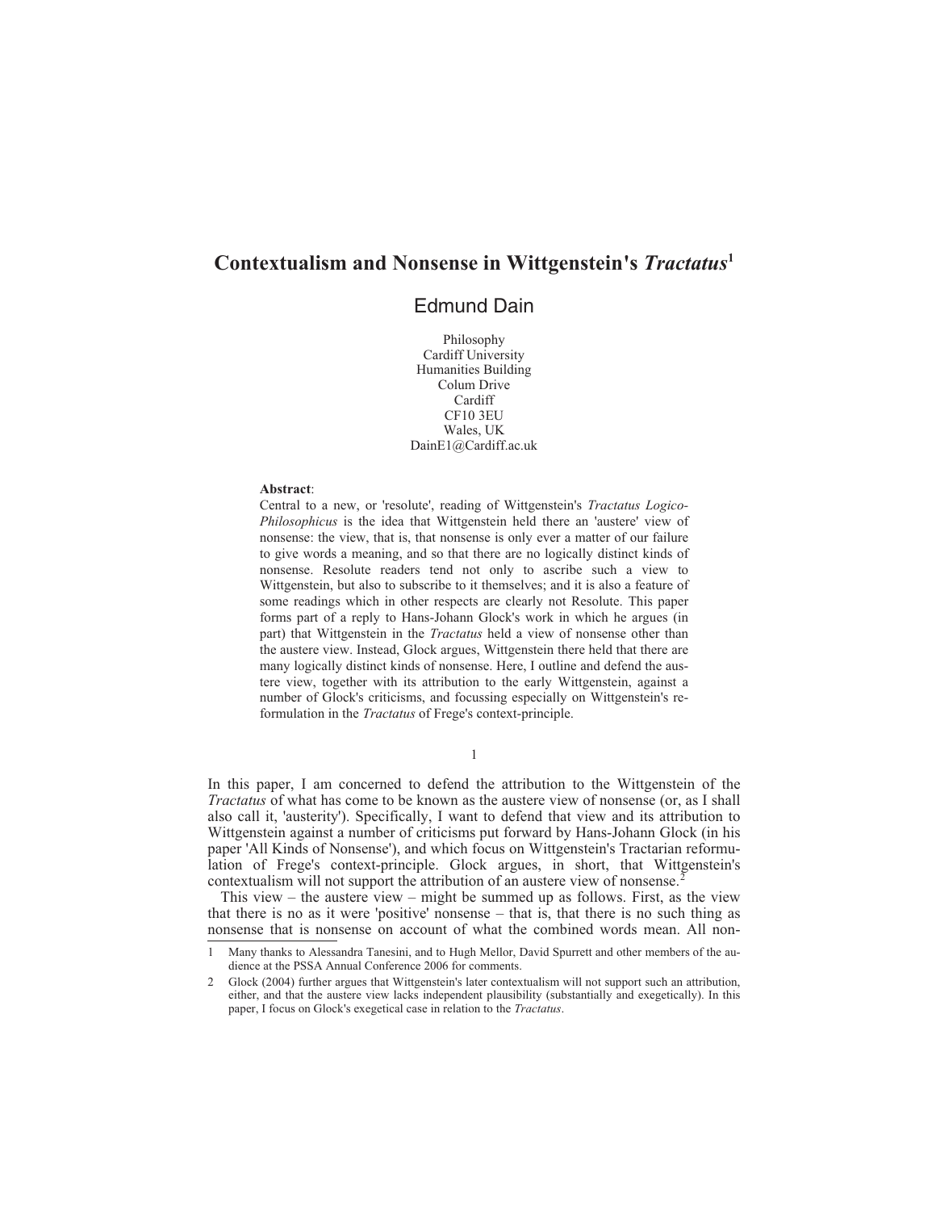# Contextualism and Nonsense in Wittgenstein's *Tractatus*[1]

## Edmund Dain

Philosophy
Cardiff University
Humanities Building
Colum Drive
Cardiff
CF10 3EU
Wales, UK
DainE1@Cardiff.ac.uk

**Abstract**:
Central to a new, or 'resolute', reading of Wittgenstein's *Tractatus Logico-Philosophicus* is the idea that Wittgenstein held there an 'austere' view of nonsense: the view, that is, that nonsense is only ever a matter of our failure to give words a meaning, and so that there are no logically distinct kinds of nonsense. Resolute readers tend not only to ascribe such a view to Wittgenstein, but also to subscribe to it themselves; and it is also a feature of some readings which in other respects are clearly not Resolute. This paper forms part of a reply to Hans-Johann Glock's work in which he argues (in part) that Wittgenstein in the *Tractatus* held a view of nonsense other than the austere view. Instead, Glock argues, Wittgenstein there held that there are many logically distinct kinds of nonsense. Here, I outline and defend the austere view, together with its attribution to the early Wittgenstein, against a number of Glock's criticisms, and focussing especially on Wittgenstein's reformulation in the *Tractatus* of Frege's context-principle.

1

In this paper, I am concerned to defend the attribution to the Wittgenstein of the *Tractatus* of what has come to be known as the austere view of nonsense (or, as I shall also call it, 'austerity'). Specifically, I want to defend that view and its attribution to Wittgenstein against a number of criticisms put forward by Hans-Johann Glock (in his paper 'All Kinds of Nonsense'), and which focus on Wittgenstein's Tractarian reformulation of Frege's context-principle. Glock argues, in short, that Wittgenstein's contextualism will not support the attribution of an austere view of nonsense.[2]

This view – the austere view – might be summed up as follows. First, as the view that there is no as it were 'positive' nonsense – that is, that there is no such thing as nonsense that is nonsense on account of what the combined words mean. All non-

---

1 Many thanks to Alessandra Tanesini, and to Hugh Mellor, David Spurrett and other members of the audience at the PSSA Annual Conference 2006 for comments.

2 Glock (2004) further argues that Wittgenstein's later contextualism will not support such an attribution, either, and that the austere view lacks independent plausibility (substantially and exegetically). In this paper, I focus on Glock's exegetical case in relation to the *Tractatus*.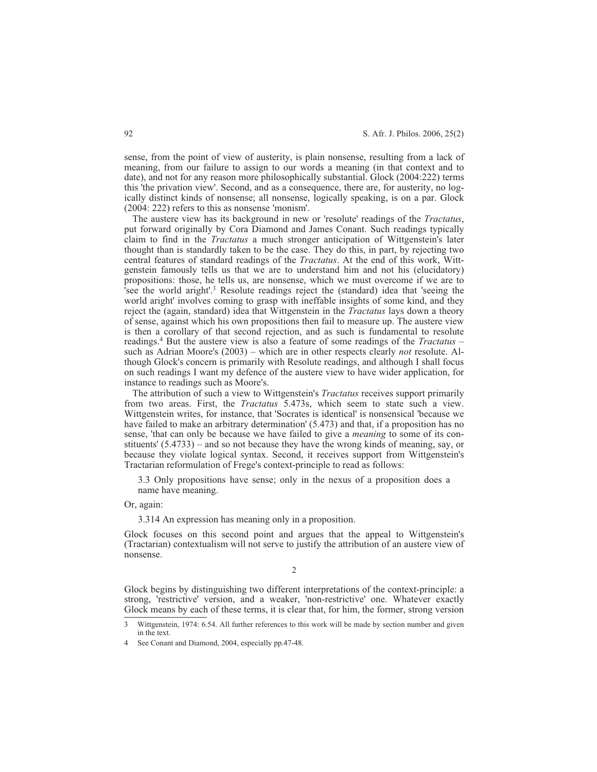sense, from the point of view of austerity, is plain nonsense, resulting from a lack of meaning, from our failure to assign to our words a meaning (in that context and to date), and not for any reason more philosophically substantial. Glock (2004:222) terms this 'the privation view'. Second, and as a consequence, there are, for austerity, no logically distinct kinds of nonsense; all nonsense, logically speaking, is on a par. Glock (2004: 222) refers to this as nonsense 'monism'.

The austere view has its background in new or 'resolute' readings of the *Tractatus*, put forward originally by Cora Diamond and James Conant. Such readings typically claim to find in the *Tractatus* a much stronger anticipation of Wittgenstein's later thought than is standardly taken to be the case. They do this, in part, by rejecting two central features of standard readings of the *Tractatus*. At the end of this work, Wittgenstein famously tells us that we are to understand him and not his (elucidatory) propositions: those, he tells us, are nonsense, which we must overcome if we are to 'see the world aright'.[3] Resolute readings reject the (standard) idea that 'seeing the world aright' involves coming to grasp with ineffable insights of some kind, and they reject the (again, standard) idea that Wittgenstein in the *Tractatus* lays down a theory of sense, against which his own propositions then fail to measure up. The austere view is then a corollary of that second rejection, and as such is fundamental to resolute readings.[4] But the austere view is also a feature of some readings of the *Tractatus* – such as Adrian Moore's (2003) – which are in other respects clearly *not* resolute. Although Glock's concern is primarily with Resolute readings, and although I shall focus on such readings I want my defence of the austere view to have wider application, for instance to readings such as Moore's.

The attribution of such a view to Wittgenstein's *Tractatus* receives support primarily from two areas. First, the *Tractatus* 5.473s, which seem to state such a view. Wittgenstein writes, for instance, that 'Socrates is identical' is nonsensical 'because we have failed to make an arbitrary determination' (5.473) and that, if a proposition has no sense, 'that can only be because we have failed to give a *meaning* to some of its constituents' (5.4733) – and so not because they have the wrong kinds of meaning, say, or because they violate logical syntax. Second, it receives support from Wittgenstein's Tractarian reformulation of Frege's context-principle to read as follows:

> 3.3 Only propositions have sense; only in the nexus of a proposition does a name have meaning.

Or, again:

> 3.314 An expression has meaning only in a proposition.

Glock focuses on this second point and argues that the appeal to Wittgenstein's (Tractarian) contextualism will not serve to justify the attribution of an austere view of nonsense.

## 2

Glock begins by distinguishing two different interpretations of the context-principle: a strong, 'restrictive' version, and a weaker, 'non-restrictive' one. Whatever exactly Glock means by each of these terms, it is clear that, for him, the former, strong version

---

3 Wittgenstein, 1974: 6.54. All further references to this work will be made by section number and given in the text.

4 See Conant and Diamond, 2004, especially pp.47-48.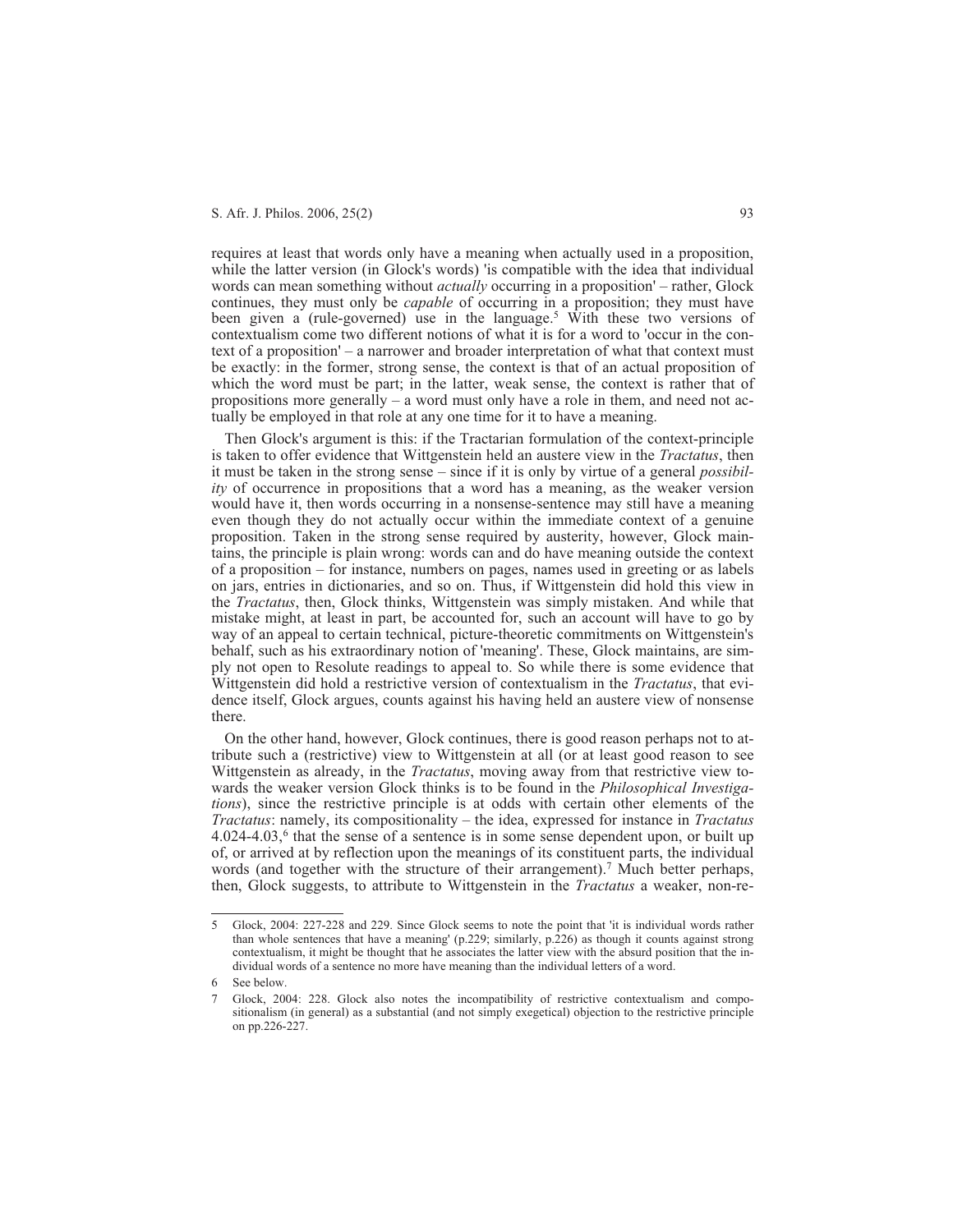requires at least that words only have a meaning when actually used in a proposition, while the latter version (in Glock's words) 'is compatible with the idea that individual words can mean something without *actually* occurring in a proposition' – rather, Glock continues, they must only be *capable* of occurring in a proposition; they must have been given a (rule-governed) use in the language.[5] With these two versions of contextualism come two different notions of what it is for a word to 'occur in the context of a proposition' – a narrower and broader interpretation of what that context must be exactly: in the former, strong sense, the context is that of an actual proposition of which the word must be part; in the latter, weak sense, the context is rather that of propositions more generally – a word must only have a role in them, and need not actually be employed in that role at any one time for it to have a meaning.

Then Glock's argument is this: if the Tractarian formulation of the context-principle is taken to offer evidence that Wittgenstein held an austere view in the *Tractatus*, then it must be taken in the strong sense – since if it is only by virtue of a general *possibility* of occurrence in propositions that a word has a meaning, as the weaker version would have it, then words occurring in a nonsense-sentence may still have a meaning even though they do not actually occur within the immediate context of a genuine proposition. Taken in the strong sense required by austerity, however, Glock maintains, the principle is plain wrong: words can and do have meaning outside the context of a proposition – for instance, numbers on pages, names used in greeting or as labels on jars, entries in dictionaries, and so on. Thus, if Wittgenstein did hold this view in the *Tractatus*, then, Glock thinks, Wittgenstein was simply mistaken. And while that mistake might, at least in part, be accounted for, such an account will have to go by way of an appeal to certain technical, picture-theoretic commitments on Wittgenstein's behalf, such as his extraordinary notion of 'meaning'. These, Glock maintains, are simply not open to Resolute readings to appeal to. So while there is some evidence that Wittgenstein did hold a restrictive version of contextualism in the *Tractatus*, that evidence itself, Glock argues, counts against his having held an austere view of nonsense there.

On the other hand, however, Glock continues, there is good reason perhaps not to attribute such a (restrictive) view to Wittgenstein at all (or at least good reason to see Wittgenstein as already, in the *Tractatus*, moving away from that restrictive view towards the weaker version Glock thinks is to be found in the *Philosophical Investigations*), since the restrictive principle is at odds with certain other elements of the *Tractatus*: namely, its compositionality – the idea, expressed for instance in *Tractatus* 4.024-4.03,[6] that the sense of a sentence is in some sense dependent upon, or built up of, or arrived at by reflection upon the meanings of its constituent parts, the individual words (and together with the structure of their arrangement).[7] Much better perhaps, then, Glock suggests, to attribute to Wittgenstein in the *Tractatus* a weaker, non-re-

---

5 Glock, 2004: 227-228 and 229. Since Glock seems to note the point that 'it is individual words rather than whole sentences that have a meaning' (p.229; similarly, p.226) as though it counts against strong contextualism, it might be thought that he associates the latter view with the absurd position that the individual words of a sentence no more have meaning than the individual letters of a word.

6 See below.

7 Glock, 2004: 228. Glock also notes the incompatibility of restrictive contextualism and compositionalism (in general) as a substantial (and not simply exegetical) objection to the restrictive principle on pp.226-227.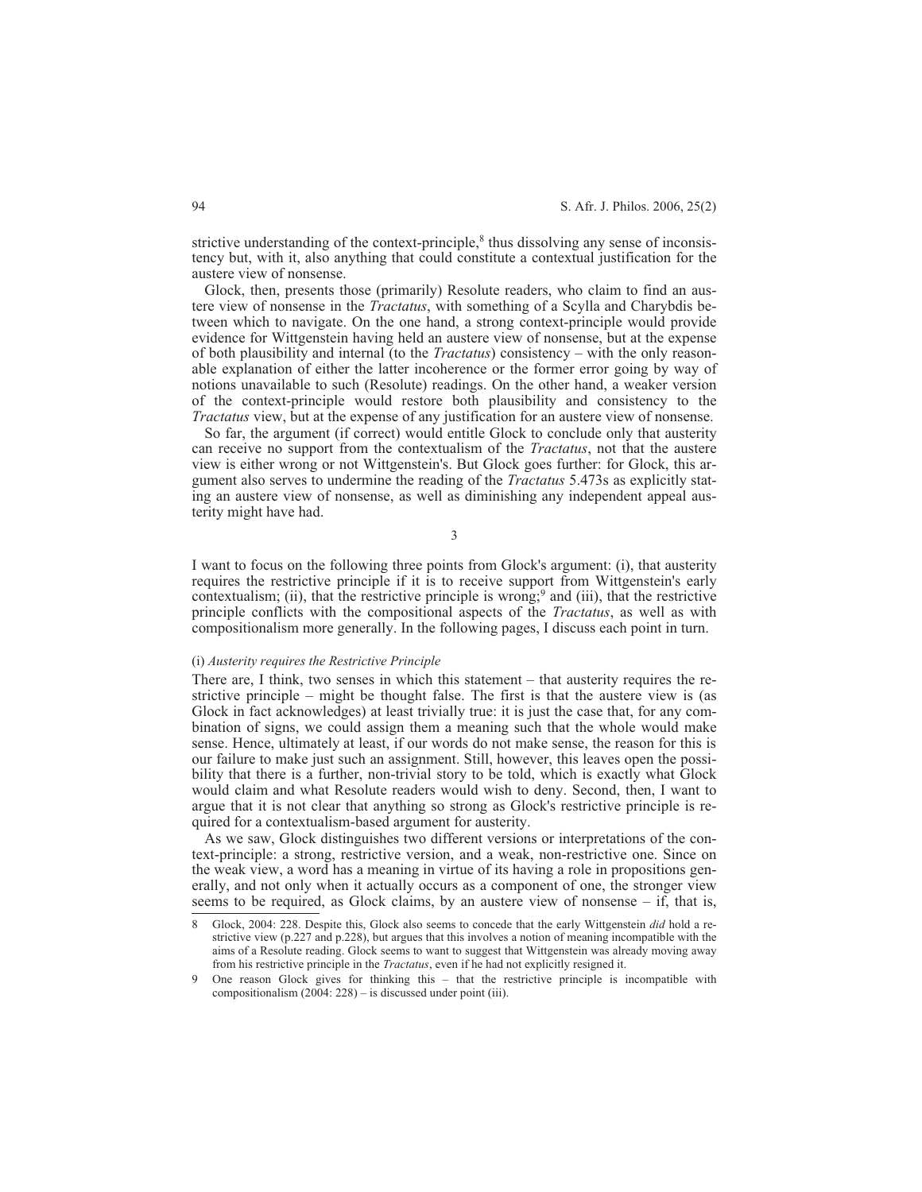strictive understanding of the context-principle,[8] thus dissolving any sense of inconsistency but, with it, also anything that could constitute a contextual justification for the austere view of nonsense.

Glock, then, presents those (primarily) Resolute readers, who claim to find an austere view of nonsense in the *Tractatus*, with something of a Scylla and Charybdis between which to navigate. On the one hand, a strong context-principle would provide evidence for Wittgenstein having held an austere view of nonsense, but at the expense of both plausibility and internal (to the *Tractatus*) consistency – with the only reasonable explanation of either the latter incoherence or the former error going by way of notions unavailable to such (Resolute) readings. On the other hand, a weaker version of the context-principle would restore both plausibility and consistency to the *Tractatus* view, but at the expense of any justification for an austere view of nonsense.

So far, the argument (if correct) would entitle Glock to conclude only that austerity can receive no support from the contextualism of the *Tractatus*, not that the austere view is either wrong or not Wittgenstein's. But Glock goes further: for Glock, this argument also serves to undermine the reading of the *Tractatus* 5.473s as explicitly stating an austere view of nonsense, as well as diminishing any independent appeal austerity might have had.

## 3

I want to focus on the following three points from Glock's argument: (i), that austerity requires the restrictive principle if it is to receive support from Wittgenstein's early contextualism; (ii), that the restrictive principle is wrong;[9] and (iii), that the restrictive principle conflicts with the compositional aspects of the *Tractatus*, as well as with compositionalism more generally. In the following pages, I discuss each point in turn.

### (i) *Austerity requires the Restrictive Principle*

There are, I think, two senses in which this statement – that austerity requires the restrictive principle – might be thought false. The first is that the austere view is (as Glock in fact acknowledges) at least trivially true: it is just the case that, for any combination of signs, we could assign them a meaning such that the whole would make sense. Hence, ultimately at least, if our words do not make sense, the reason for this is our failure to make just such an assignment. Still, however, this leaves open the possibility that there is a further, non-trivial story to be told, which is exactly what Glock would claim and what Resolute readers would wish to deny. Second, then, I want to argue that it is not clear that anything so strong as Glock's restrictive principle is required for a contextualism-based argument for austerity.

As we saw, Glock distinguishes two different versions or interpretations of the context-principle: a strong, restrictive version, and a weak, non-restrictive one. Since on the weak view, a word has a meaning in virtue of its having a role in propositions generally, and not only when it actually occurs as a component of one, the stronger view seems to be required, as Glock claims, by an austere view of nonsense – if, that is,

---

8 Glock, 2004: 228. Despite this, Glock also seems to concede that the early Wittgenstein *did* hold a restrictive view (p.227 and p.228), but argues that this involves a notion of meaning incompatible with the aims of a Resolute reading. Glock seems to want to suggest that Wittgenstein was already moving away from his restrictive principle in the *Tractatus*, even if he had not explicitly resigned it.

9 One reason Glock gives for thinking this – that the restrictive principle is incompatible with compositionalism (2004: 228) – is discussed under point (iii).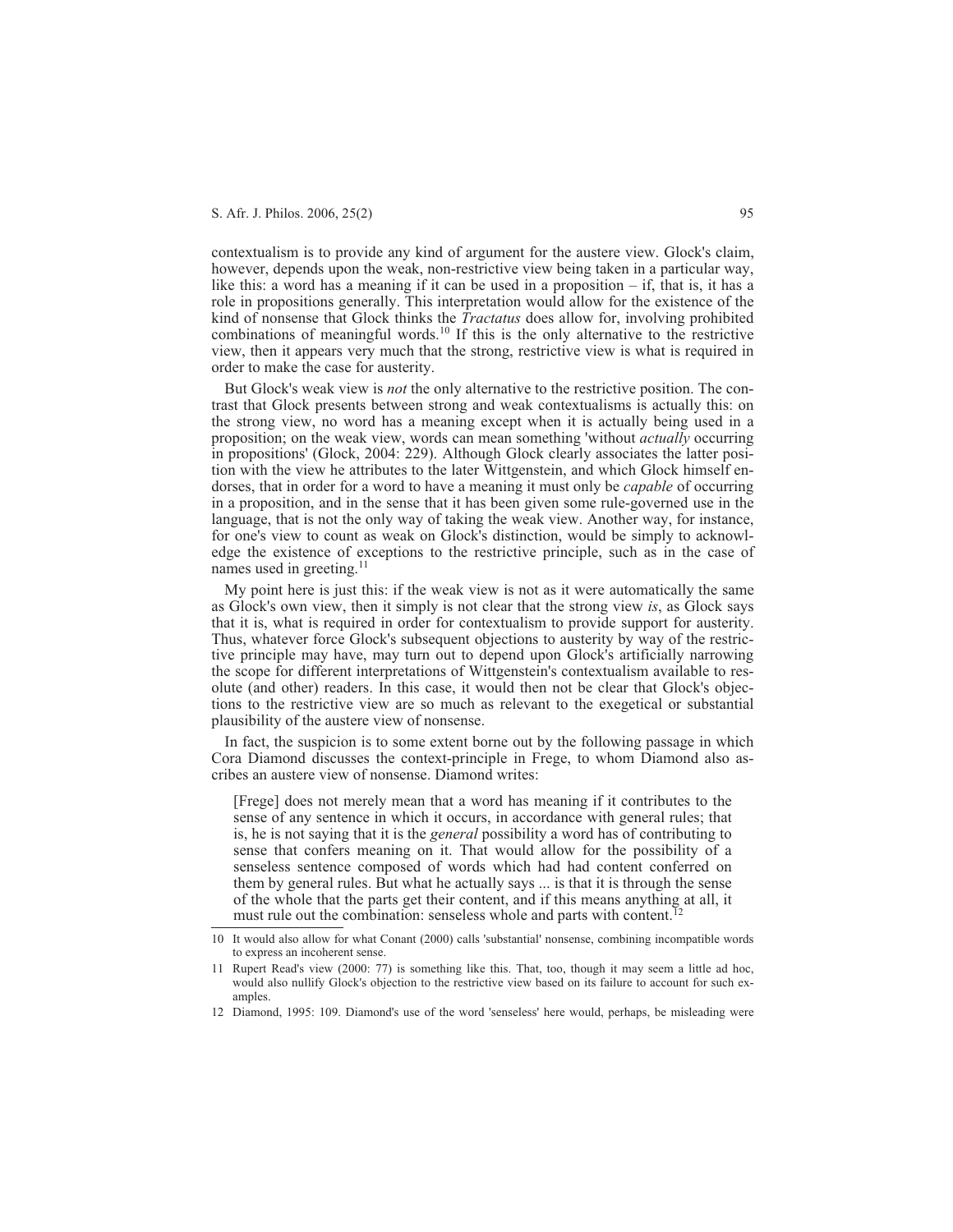contextualism is to provide any kind of argument for the austere view. Glock's claim, however, depends upon the weak, non-restrictive view being taken in a particular way, like this: a word has a meaning if it can be used in a proposition – if, that is, it has a role in propositions generally. This interpretation would allow for the existence of the kind of nonsense that Glock thinks the *Tractatus* does allow for, involving prohibited combinations of meaningful words.[10] If this is the only alternative to the restrictive view, then it appears very much that the strong, restrictive view is what is required in order to make the case for austerity.

But Glock's weak view is *not* the only alternative to the restrictive position. The contrast that Glock presents between strong and weak contextualisms is actually this: on the strong view, no word has a meaning except when it is actually being used in a proposition; on the weak view, words can mean something 'without *actually* occurring in propositions' (Glock, 2004: 229). Although Glock clearly associates the latter position with the view he attributes to the later Wittgenstein, and which Glock himself endorses, that in order for a word to have a meaning it must only be *capable* of occurring in a proposition, and in the sense that it has been given some rule-governed use in the language, that is not the only way of taking the weak view. Another way, for instance, for one's view to count as weak on Glock's distinction, would be simply to acknowledge the existence of exceptions to the restrictive principle, such as in the case of names used in greeting.[11]

My point here is just this: if the weak view is not as it were automatically the same as Glock's own view, then it simply is not clear that the strong view *is*, as Glock says that it is, what is required in order for contextualism to provide support for austerity. Thus, whatever force Glock's subsequent objections to austerity by way of the restrictive principle may have, may turn out to depend upon Glock's artificially narrowing the scope for different interpretations of Wittgenstein's contextualism available to resolute (and other) readers. In this case, it would then not be clear that Glock's objections to the restrictive view are so much as relevant to the exegetical or substantial plausibility of the austere view of nonsense.

In fact, the suspicion is to some extent borne out by the following passage in which Cora Diamond discusses the context-principle in Frege, to whom Diamond also ascribes an austere view of nonsense. Diamond writes:

> [Frege] does not merely mean that a word has meaning if it contributes to the sense of any sentence in which it occurs, in accordance with general rules; that is, he is not saying that it is the *general* possibility a word has of contributing to sense that confers meaning on it. That would allow for the possibility of a senseless sentence composed of words which had had content conferred on them by general rules. But what he actually says ... is that it is through the sense of the whole that the parts get their content, and if this means anything at all, it must rule out the combination: senseless whole and parts with content.[12]

---

10 It would also allow for what Conant (2000) calls 'substantial' nonsense, combining incompatible words to express an incoherent sense.

11 Rupert Read's view (2000: 77) is something like this. That, too, though it may seem a little ad hoc, would also nullify Glock's objection to the restrictive view based on its failure to account for such examples.

12 Diamond, 1995: 109. Diamond's use of the word 'senseless' here would, perhaps, be misleading were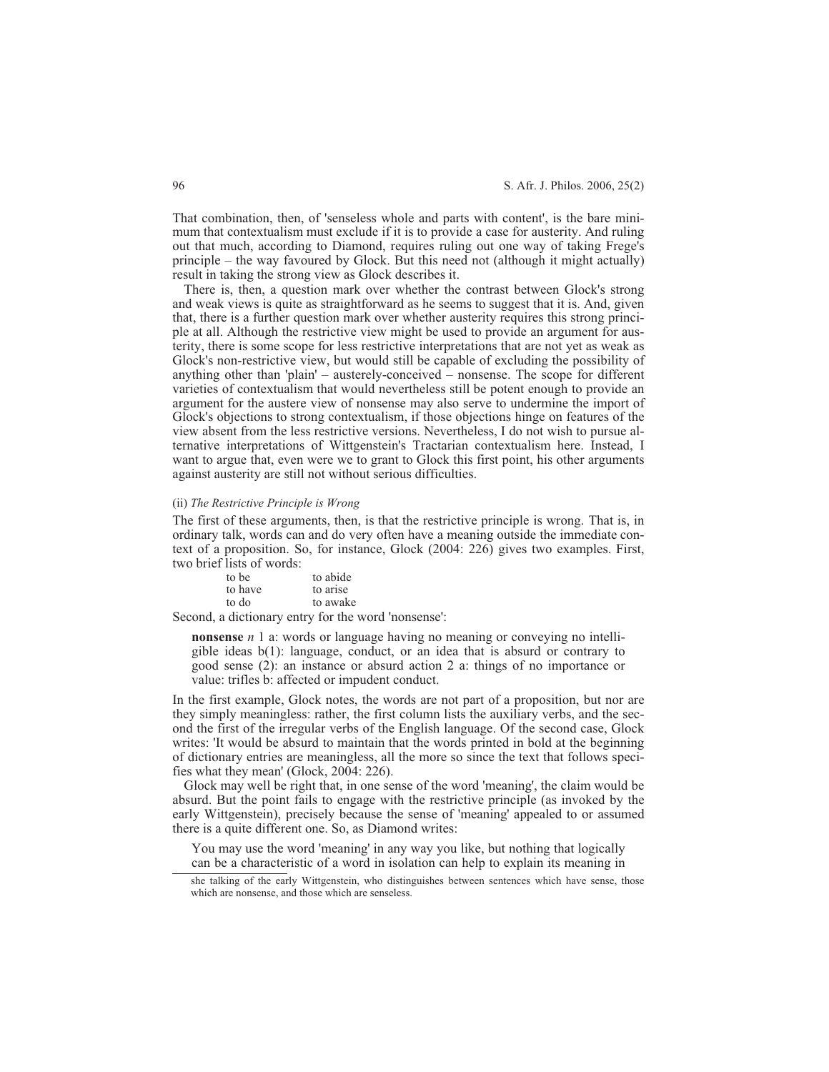That combination, then, of 'senseless whole and parts with content', is the bare minimum that contextualism must exclude if it is to provide a case for austerity. And ruling out that much, according to Diamond, requires ruling out one way of taking Frege's principle – the way favoured by Glock. But this need not (although it might actually) result in taking the strong view as Glock describes it.

There is, then, a question mark over whether the contrast between Glock's strong and weak views is quite as straightforward as he seems to suggest that it is. And, given that, there is a further question mark over whether austerity requires this strong principle at all. Although the restrictive view might be used to provide an argument for austerity, there is some scope for less restrictive interpretations that are not yet as weak as Glock's non-restrictive view, but would still be capable of excluding the possibility of anything other than 'plain' – austerely-conceived – nonsense. The scope for different varieties of contextualism that would nevertheless still be potent enough to provide an argument for the austere view of nonsense may also serve to undermine the import of Glock's objections to strong contextualism, if those objections hinge on features of the view absent from the less restrictive versions. Nevertheless, I do not wish to pursue alternative interpretations of Wittgenstein's Tractarian contextualism here. Instead, I want to argue that, even were we to grant to Glock this first point, his other arguments against austerity are still not without serious difficulties.

(ii) *The Restrictive Principle is Wrong*

The first of these arguments, then, is that the restrictive principle is wrong. That is, in ordinary talk, words can and do very often have a meaning outside the immediate context of a proposition. So, for instance, Glock (2004: 226) gives two examples. First, two brief lists of words:

| | |
|---|---|
| to be | to abide |
| to have | to arise |
| to do | to awake |

Second, a dictionary entry for the word 'nonsense':

> **nonsense** *n* 1 a: words or language having no meaning or conveying no intelligible ideas b(1): language, conduct, or an idea that is absurd or contrary to good sense (2): an instance or absurd action 2 a: things of no importance or value: trifles b: affected or impudent conduct.

In the first example, Glock notes, the words are not part of a proposition, but nor are they simply meaningless: rather, the first column lists the auxiliary verbs, and the second the first of the irregular verbs of the English language. Of the second case, Glock writes: 'It would be absurd to maintain that the words printed in bold at the beginning of dictionary entries are meaningless, all the more so since the text that follows specifies what they mean' (Glock, 2004: 226).

Glock may well be right that, in one sense of the word 'meaning', the claim would be absurd. But the point fails to engage with the restrictive principle (as invoked by the early Wittgenstein), precisely because the sense of 'meaning' appealed to or assumed there is a quite different one. So, as Diamond writes:

> You may use the word 'meaning' in any way you like, but nothing that logically can be a characteristic of a word in isolation can help to explain its meaning in

she talking of the early Wittgenstein, who distinguishes between sentences which have sense, those which are nonsense, and those which are senseless.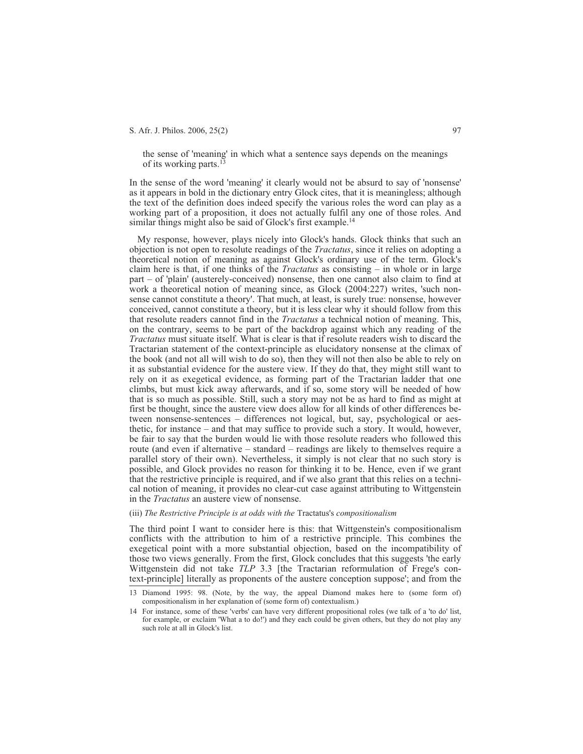the sense of 'meaning' in which what a sentence says depends on the meanings of its working parts.[13]

In the sense of the word 'meaning' it clearly would not be absurd to say of 'nonsense' as it appears in bold in the dictionary entry Glock cites, that it is meaningless; although the text of the definition does indeed specify the various roles the word can play as a working part of a proposition, it does not actually fulfil any one of those roles. And similar things might also be said of Glock's first example.[14]

My response, however, plays nicely into Glock's hands. Glock thinks that such an objection is not open to resolute readings of the *Tractatus*, since it relies on adopting a theoretical notion of meaning as against Glock's ordinary use of the term. Glock's claim here is that, if one thinks of the *Tractatus* as consisting – in whole or in large part – of 'plain' (austerely-conceived) nonsense, then one cannot also claim to find at work a theoretical notion of meaning since, as Glock (2004:227) writes, 'such nonsense cannot constitute a theory'. That much, at least, is surely true: nonsense, however conceived, cannot constitute a theory, but it is less clear why it should follow from this that resolute readers cannot find in the *Tractatus* a technical notion of meaning. This, on the contrary, seems to be part of the backdrop against which any reading of the *Tractatus* must situate itself. What is clear is that if resolute readers wish to discard the Tractarian statement of the context-principle as elucidatory nonsense at the climax of the book (and not all will wish to do so), then they will not then also be able to rely on it as substantial evidence for the austere view. If they do that, they might still want to rely on it as exegetical evidence, as forming part of the Tractarian ladder that one climbs, but must kick away afterwards, and if so, some story will be needed of how that is so much as possible. Still, such a story may not be as hard to find as might at first be thought, since the austere view does allow for all kinds of other differences between nonsense-sentences – differences not logical, but, say, psychological or aesthetic, for instance – and that may suffice to provide such a story. It would, however, be fair to say that the burden would lie with those resolute readers who followed this route (and even if alternative – standard – readings are likely to themselves require a parallel story of their own). Nevertheless, it simply is not clear that no such story is possible, and Glock provides no reason for thinking it to be. Hence, even if we grant that the restrictive principle is required, and if we also grant that this relies on a technical notion of meaning, it provides no clear-cut case against attributing to Wittgenstein in the *Tractatus* an austere view of nonsense.

### (iii) *The Restrictive Principle is at odds with the* Tractatus's *compositionalism*

The third point I want to consider here is this: that Wittgenstein's compositionalism conflicts with the attribution to him of a restrictive principle. This combines the exegetical point with a more substantial objection, based on the incompatibility of those two views generally. From the first, Glock concludes that this suggests 'the early Wittgenstein did not take *TLP* 3.3 [the Tractarian reformulation of Frege's context-principle] literally as proponents of the austere conception suppose'; and from the

---

13 Diamond 1995: 98. (Note, by the way, the appeal Diamond makes here to (some form of) compositionalism in her explanation of (some form of) contextualism.)

14 For instance, some of these 'verbs' can have very different propositional roles (we talk of a 'to do' list, for example, or exclaim 'What a to do!') and they each could be given others, but they do not play any such role at all in Glock's list.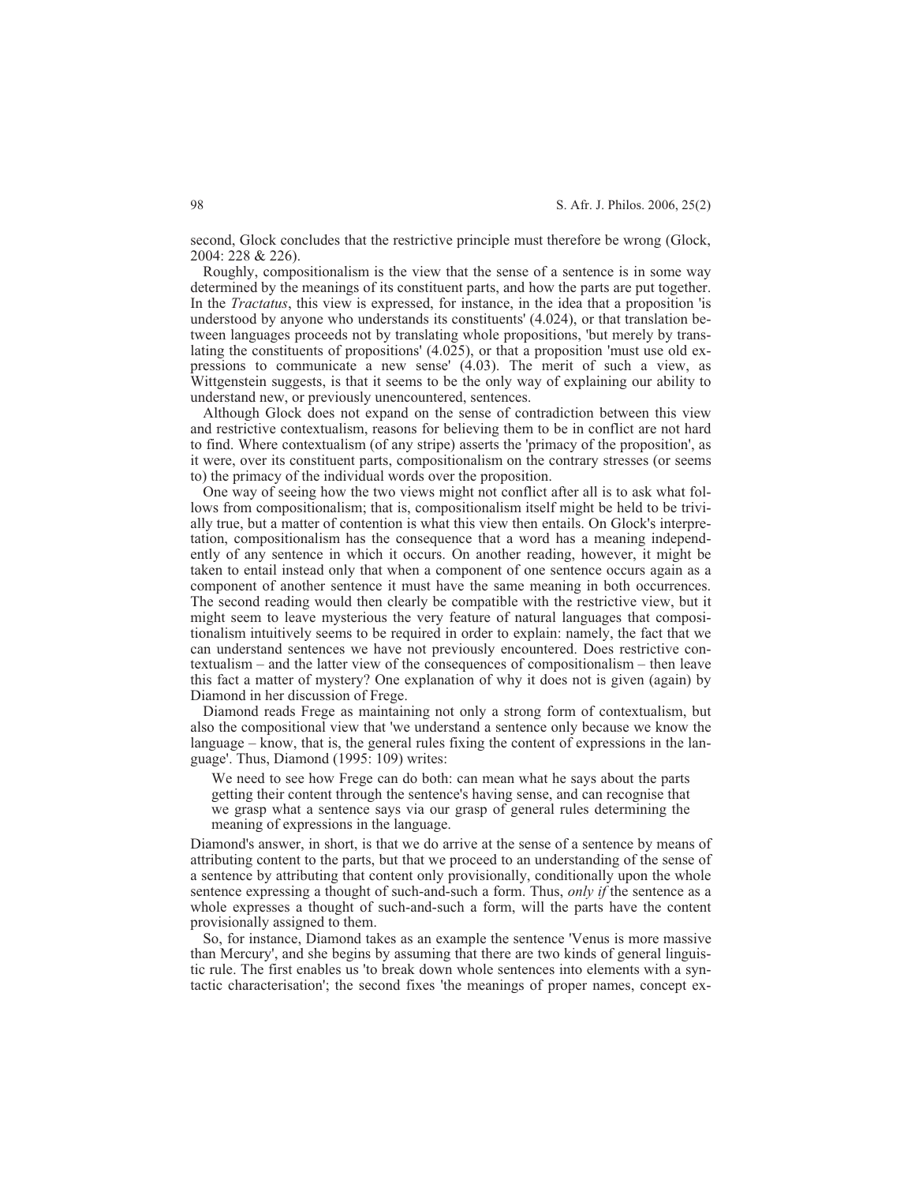second, Glock concludes that the restrictive principle must therefore be wrong (Glock, 2004: 228 & 226).

Roughly, compositionalism is the view that the sense of a sentence is in some way determined by the meanings of its constituent parts, and how the parts are put together. In the *Tractatus*, this view is expressed, for instance, in the idea that a proposition 'is understood by anyone who understands its constituents' (4.024), or that translation between languages proceeds not by translating whole propositions, 'but merely by translating the constituents of propositions' (4.025), or that a proposition 'must use old expressions to communicate a new sense' (4.03). The merit of such a view, as Wittgenstein suggests, is that it seems to be the only way of explaining our ability to understand new, or previously unencountered, sentences.

Although Glock does not expand on the sense of contradiction between this view and restrictive contextualism, reasons for believing them to be in conflict are not hard to find. Where contextualism (of any stripe) asserts the 'primacy of the proposition', as it were, over its constituent parts, compositionalism on the contrary stresses (or seems to) the primacy of the individual words over the proposition.

One way of seeing how the two views might not conflict after all is to ask what follows from compositionalism; that is, compositionalism itself might be held to be trivially true, but a matter of contention is what this view then entails. On Glock's interpretation, compositionalism has the consequence that a word has a meaning independently of any sentence in which it occurs. On another reading, however, it might be taken to entail instead only that when a component of one sentence occurs again as a component of another sentence it must have the same meaning in both occurrences. The second reading would then clearly be compatible with the restrictive view, but it might seem to leave mysterious the very feature of natural languages that compositionalism intuitively seems to be required in order to explain: namely, the fact that we can understand sentences we have not previously encountered. Does restrictive contextualism – and the latter view of the consequences of compositionalism – then leave this fact a matter of mystery? One explanation of why it does not is given (again) by Diamond in her discussion of Frege.

Diamond reads Frege as maintaining not only a strong form of contextualism, but also the compositional view that 'we understand a sentence only because we know the language – know, that is, the general rules fixing the content of expressions in the language'. Thus, Diamond (1995: 109) writes:

> We need to see how Frege can do both: can mean what he says about the parts getting their content through the sentence's having sense, and can recognise that we grasp what a sentence says via our grasp of general rules determining the meaning of expressions in the language.

Diamond's answer, in short, is that we do arrive at the sense of a sentence by means of attributing content to the parts, but that we proceed to an understanding of the sense of a sentence by attributing that content only provisionally, conditionally upon the whole sentence expressing a thought of such-and-such a form. Thus, *only if* the sentence as a whole expresses a thought of such-and-such a form, will the parts have the content provisionally assigned to them.

So, for instance, Diamond takes as an example the sentence 'Venus is more massive than Mercury', and she begins by assuming that there are two kinds of general linguistic rule. The first enables us 'to break down whole sentences into elements with a syntactic characterisation'; the second fixes 'the meanings of proper names, concept ex-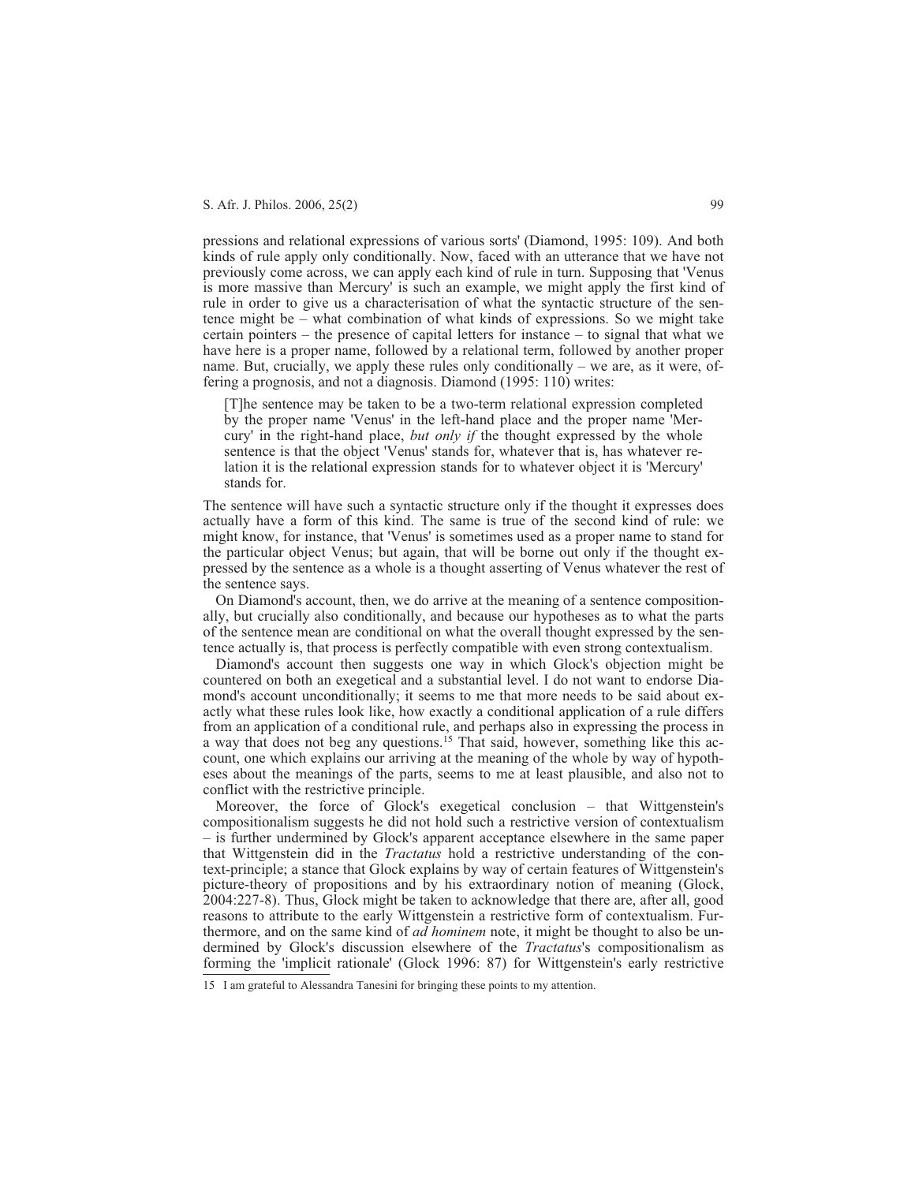pressions and relational expressions of various sorts' (Diamond, 1995: 109). And both kinds of rule apply only conditionally. Now, faced with an utterance that we have not previously come across, we can apply each kind of rule in turn. Supposing that 'Venus is more massive than Mercury' is such an example, we might apply the first kind of rule in order to give us a characterisation of what the syntactic structure of the sentence might be – what combination of what kinds of expressions. So we might take certain pointers – the presence of capital letters for instance – to signal that what we have here is a proper name, followed by a relational term, followed by another proper name. But, crucially, we apply these rules only conditionally – we are, as it were, offering a prognosis, and not a diagnosis. Diamond (1995: 110) writes:

> [T]he sentence may be taken to be a two-term relational expression completed by the proper name 'Venus' in the left-hand place and the proper name 'Mercury' in the right-hand place, *but only if* the thought expressed by the whole sentence is that the object 'Venus' stands for, whatever that is, has whatever relation it is the relational expression stands for to whatever object it is 'Mercury' stands for.

The sentence will have such a syntactic structure only if the thought it expresses does actually have a form of this kind. The same is true of the second kind of rule: we might know, for instance, that 'Venus' is sometimes used as a proper name to stand for the particular object Venus; but again, that will be borne out only if the thought expressed by the sentence as a whole is a thought asserting of Venus whatever the rest of the sentence says.

On Diamond's account, then, we do arrive at the meaning of a sentence compositionally, but crucially also conditionally, and because our hypotheses as to what the parts of the sentence mean are conditional on what the overall thought expressed by the sentence actually is, that process is perfectly compatible with even strong contextualism.

Diamond's account then suggests one way in which Glock's objection might be countered on both an exegetical and a substantial level. I do not want to endorse Diamond's account unconditionally; it seems to me that more needs to be said about exactly what these rules look like, how exactly a conditional application of a rule differs from an application of a conditional rule, and perhaps also in expressing the process in a way that does not beg any questions.[15] That said, however, something like this account, one which explains our arriving at the meaning of the whole by way of hypotheses about the meanings of the parts, seems to me at least plausible, and also not to conflict with the restrictive principle.

Moreover, the force of Glock's exegetical conclusion – that Wittgenstein's compositionalism suggests he did not hold such a restrictive version of contextualism – is further undermined by Glock's apparent acceptance elsewhere in the same paper that Wittgenstein did in the *Tractatus* hold a restrictive understanding of the context-principle; a stance that Glock explains by way of certain features of Wittgenstein's picture-theory of propositions and by his extraordinary notion of meaning (Glock, 2004:227-8). Thus, Glock might be taken to acknowledge that there are, after all, good reasons to attribute to the early Wittgenstein a restrictive form of contextualism. Furthermore, and on the same kind of *ad hominem* note, it might be thought to also be undermined by Glock's discussion elsewhere of the *Tractatus*'s compositionalism as forming the 'implicit rationale' (Glock 1996: 87) for Wittgenstein's early restrictive

15 I am grateful to Alessandra Tanesini for bringing these points to my attention.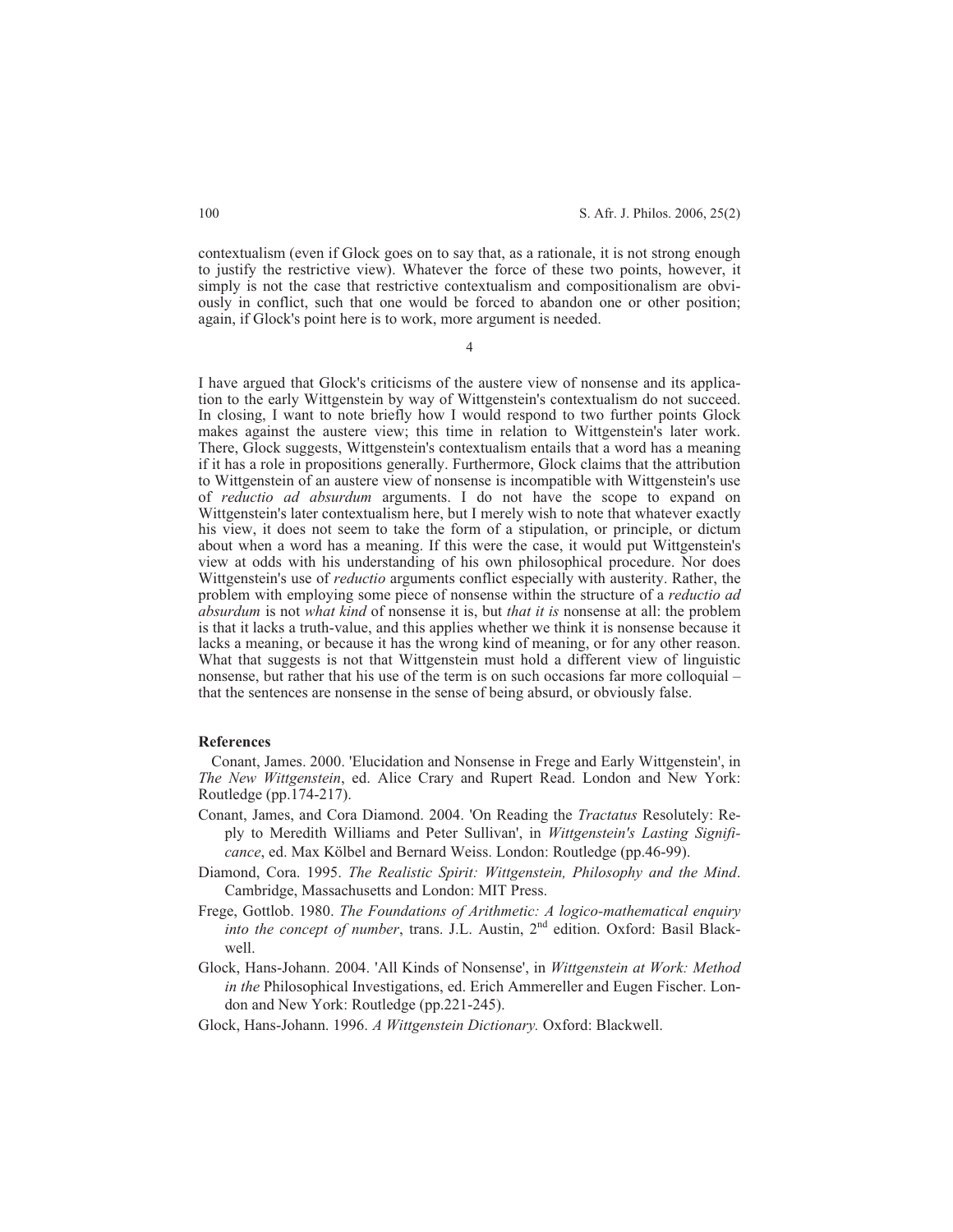contextualism (even if Glock goes on to say that, as a rationale, it is not strong enough to justify the restrictive view). Whatever the force of these two points, however, it simply is not the case that restrictive contextualism and compositionalism are obviously in conflict, such that one would be forced to abandon one or other position; again, if Glock's point here is to work, more argument is needed.

## 4

I have argued that Glock's criticisms of the austere view of nonsense and its application to the early Wittgenstein by way of Wittgenstein's contextualism do not succeed. In closing, I want to note briefly how I would respond to two further points Glock makes against the austere view; this time in relation to Wittgenstein's later work. There, Glock suggests, Wittgenstein's contextualism entails that a word has a meaning if it has a role in propositions generally. Furthermore, Glock claims that the attribution to Wittgenstein of an austere view of nonsense is incompatible with Wittgenstein's use of *reductio ad absurdum* arguments. I do not have the scope to expand on Wittgenstein's later contextualism here, but I merely wish to note that whatever exactly his view, it does not seem to take the form of a stipulation, or principle, or dictum about when a word has a meaning. If this were the case, it would put Wittgenstein's view at odds with his understanding of his own philosophical procedure. Nor does Wittgenstein's use of *reductio* arguments conflict especially with austerity. Rather, the problem with employing some piece of nonsense within the structure of a *reductio ad absurdum* is not *what kind* of nonsense it is, but *that it is* nonsense at all: the problem is that it lacks a truth-value, and this applies whether we think it is nonsense because it lacks a meaning, or because it has the wrong kind of meaning, or for any other reason. What that suggests is not that Wittgenstein must hold a different view of linguistic nonsense, but rather that his use of the term is on such occasions far more colloquial – that the sentences are nonsense in the sense of being absurd, or obviously false.

### References

Conant, James. 2000. 'Elucidation and Nonsense in Frege and Early Wittgenstein', in *The New Wittgenstein*, ed. Alice Crary and Rupert Read. London and New York: Routledge (pp.174-217).

Conant, James, and Cora Diamond. 2004. 'On Reading the *Tractatus* Resolutely: Reply to Meredith Williams and Peter Sullivan', in *Wittgenstein's Lasting Significance*, ed. Max Kölbel and Bernard Weiss. London: Routledge (pp.46-99).

Diamond, Cora. 1995. *The Realistic Spirit: Wittgenstein, Philosophy and the Mind*. Cambridge, Massachusetts and London: MIT Press.

Frege, Gottlob. 1980. *The Foundations of Arithmetic: A logico-mathematical enquiry into the concept of number*, trans. J.L. Austin, 2nd edition. Oxford: Basil Blackwell.

Glock, Hans-Johann. 2004. 'All Kinds of Nonsense', in *Wittgenstein at Work: Method in the* Philosophical Investigations, ed. Erich Ammereller and Eugen Fischer. London and New York: Routledge (pp.221-245).

Glock, Hans-Johann. 1996. *A Wittgenstein Dictionary.* Oxford: Blackwell.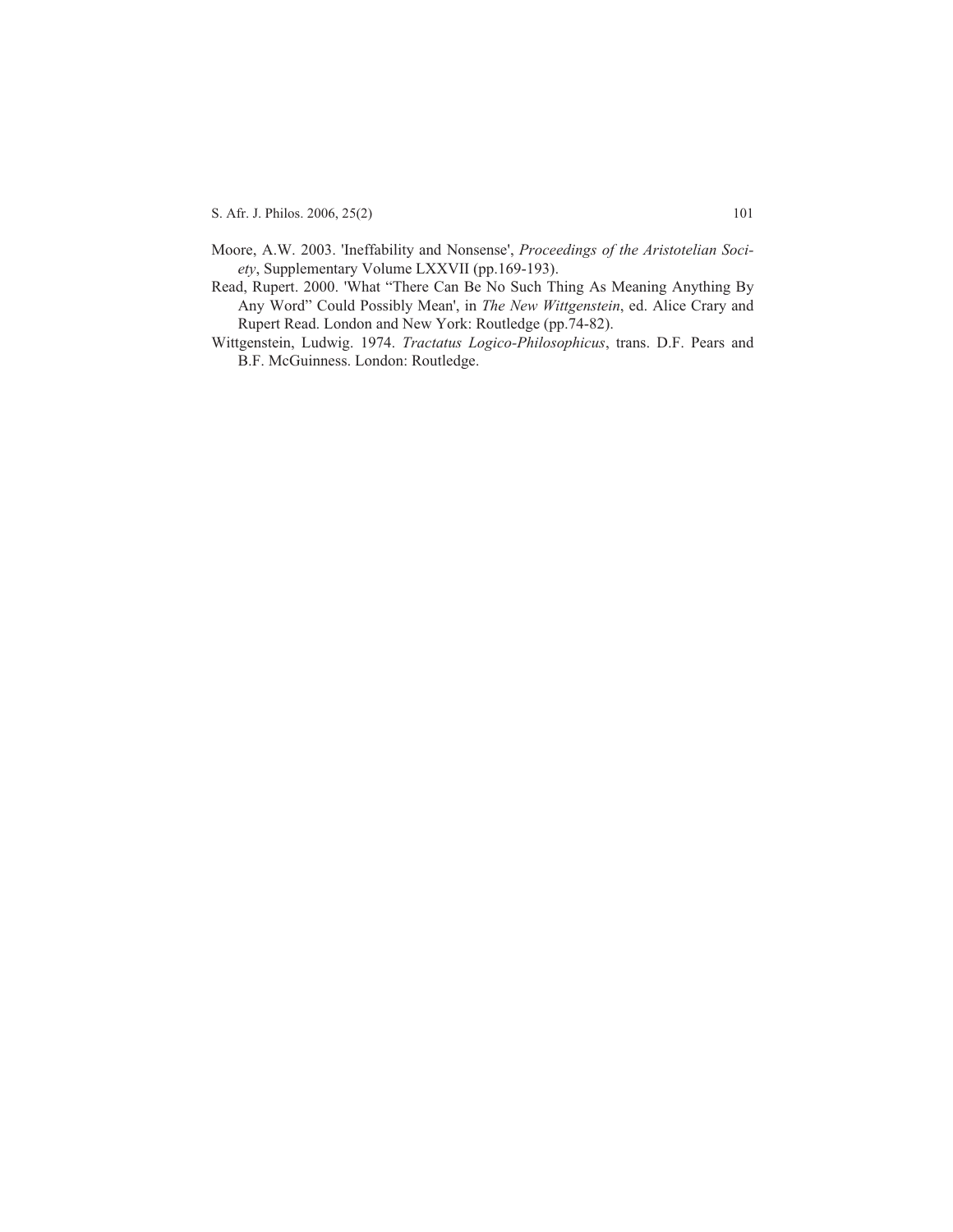Moore, A.W. 2003. 'Ineffability and Nonsense', *Proceedings of the Aristotelian Society*, Supplementary Volume LXXVII (pp.169-193).

Read, Rupert. 2000. 'What "There Can Be No Such Thing As Meaning Anything By Any Word" Could Possibly Mean', in *The New Wittgenstein*, ed. Alice Crary and Rupert Read. London and New York: Routledge (pp.74-82).

Wittgenstein, Ludwig. 1974. *Tractatus Logico-Philosophicus*, trans. D.F. Pears and B.F. McGuinness. London: Routledge.